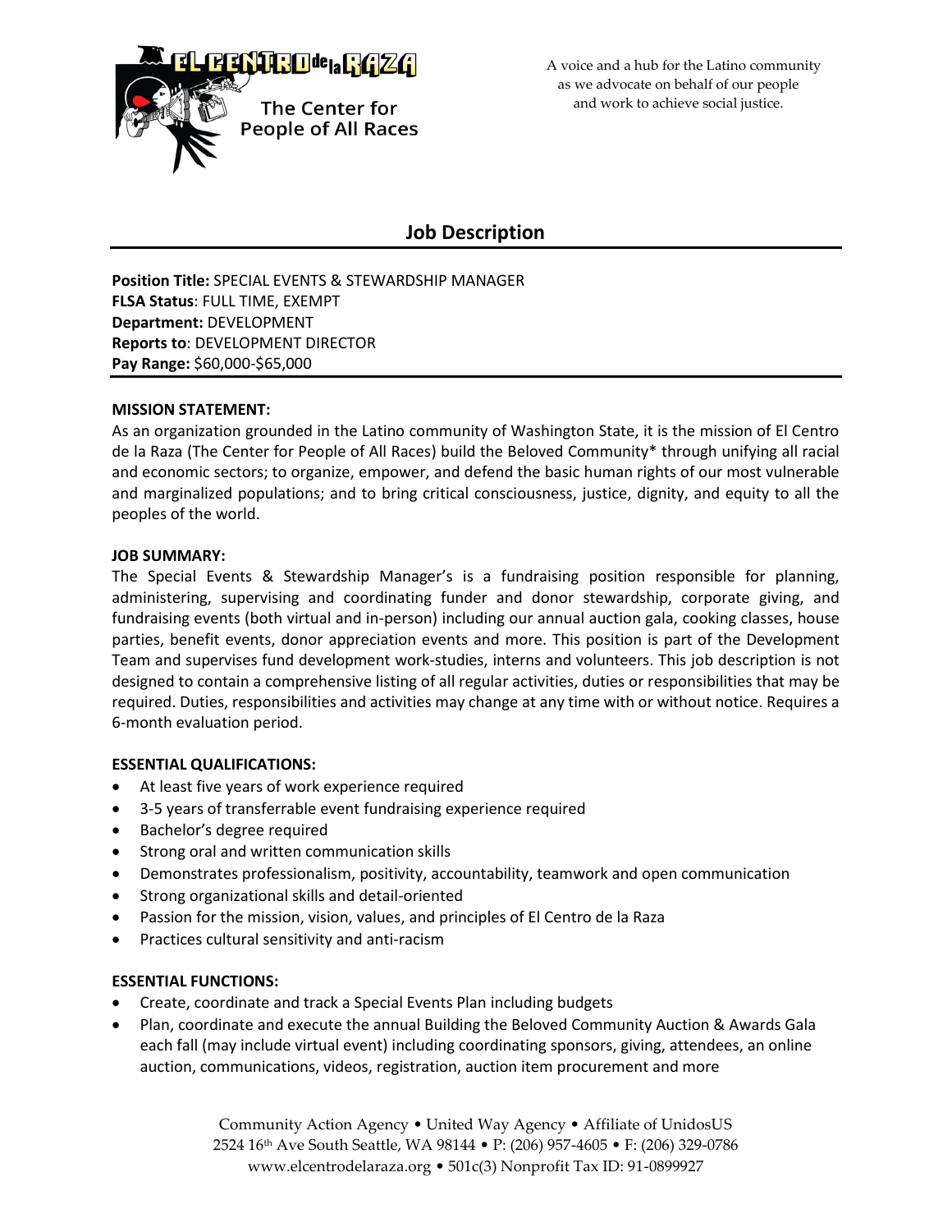EL CENTRO de la RAZA

The Center for People of All Races

A voice and a hub for the Latino community as we advocate on behalf of our people and work to achieve social justice.

# Job Description

**Position Title:** SPECIAL EVENTS & STEWARDSHIP MANAGER
**FLSA Status**: FULL TIME, EXEMPT
**Department:** DEVELOPMENT
**Reports to**: DEVELOPMENT DIRECTOR
**Pay Range:** $60,000-$65,000

**MISSION STATEMENT:**

As an organization grounded in the Latino community of Washington State, it is the mission of El Centro de la Raza (The Center for People of All Races) build the Beloved Community* through unifying all racial and economic sectors; to organize, empower, and defend the basic human rights of our most vulnerable and marginalized populations; and to bring critical consciousness, justice, dignity, and equity to all the peoples of the world.

**JOB SUMMARY:**

The Special Events & Stewardship Manager's is a fundraising position responsible for planning, administering, supervising and coordinating funder and donor stewardship, corporate giving, and fundraising events (both virtual and in-person) including our annual auction gala, cooking classes, house parties, benefit events, donor appreciation events and more. This position is part of the Development Team and supervises fund development work-studies, interns and volunteers. This job description is not designed to contain a comprehensive listing of all regular activities, duties or responsibilities that may be required. Duties, responsibilities and activities may change at any time with or without notice. Requires a 6-month evaluation period.

**ESSENTIAL QUALIFICATIONS:**

- At least five years of work experience required
- 3-5 years of transferrable event fundraising experience required
- Bachelor's degree required
- Strong oral and written communication skills
- Demonstrates professionalism, positivity, accountability, teamwork and open communication
- Strong organizational skills and detail-oriented
- Passion for the mission, vision, values, and principles of El Centro de la Raza
- Practices cultural sensitivity and anti-racism

**ESSENTIAL FUNCTIONS:**

- Create, coordinate and track a Special Events Plan including budgets
- Plan, coordinate and execute the annual Building the Beloved Community Auction & Awards Gala each fall (may include virtual event) including coordinating sponsors, giving, attendees, an online auction, communications, videos, registration, auction item procurement and more

Community Action Agency • United Way Agency • Affiliate of UnidosUS
2524 16th Ave South Seattle, WA 98144 • P: (206) 957-4605 • F: (206) 329-0786
www.elcentrodelaraza.org • 501c(3) Nonprofit Tax ID: 91-0899927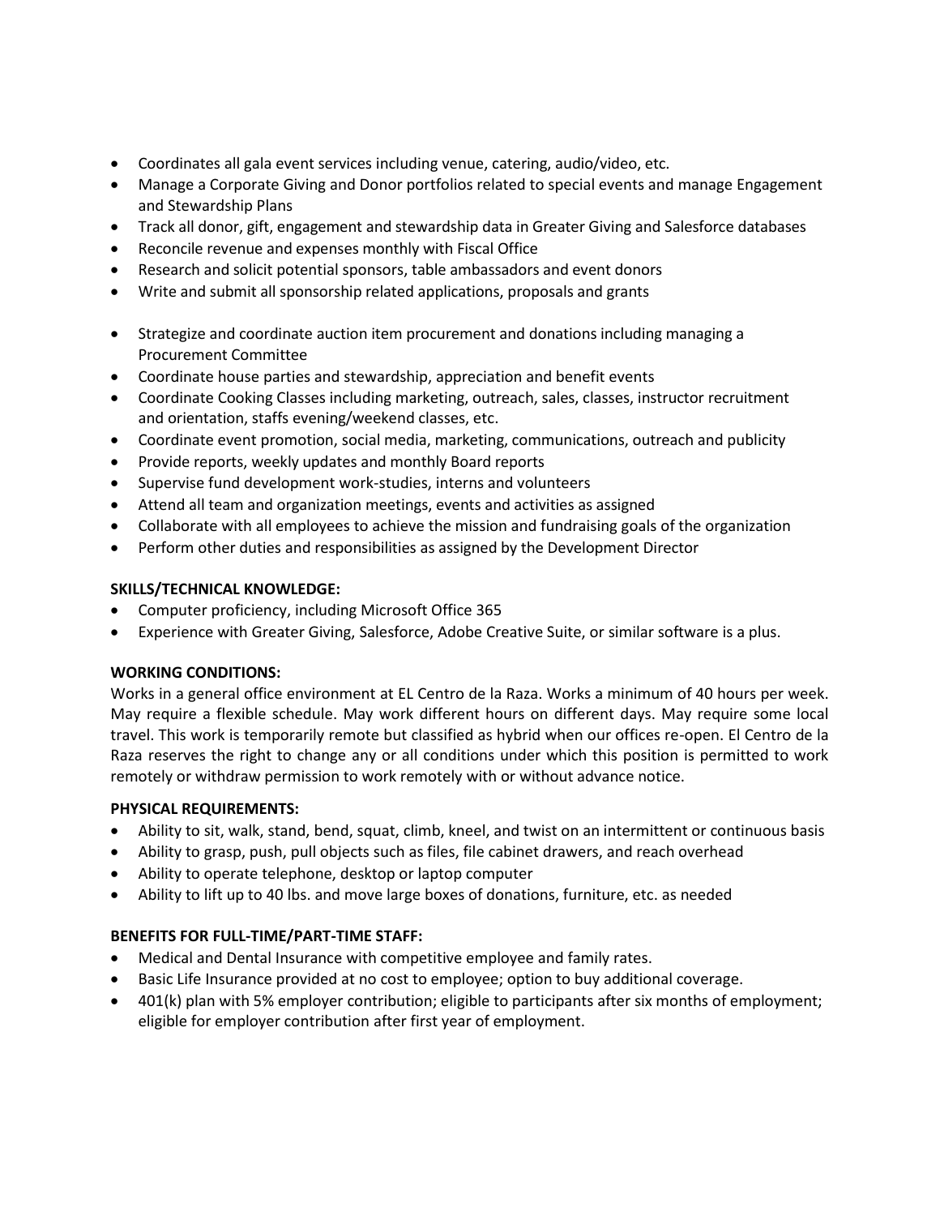- Coordinates all gala event services including venue, catering, audio/video, etc.
- Manage a Corporate Giving and Donor portfolios related to special events and manage Engagement and Stewardship Plans
- Track all donor, gift, engagement and stewardship data in Greater Giving and Salesforce databases
- Reconcile revenue and expenses monthly with Fiscal Office
- Research and solicit potential sponsors, table ambassadors and event donors
- Write and submit all sponsorship related applications, proposals and grants
- Strategize and coordinate auction item procurement and donations including managing a Procurement Committee
- Coordinate house parties and stewardship, appreciation and benefit events
- Coordinate Cooking Classes including marketing, outreach, sales, classes, instructor recruitment and orientation, staffs evening/weekend classes, etc.
- Coordinate event promotion, social media, marketing, communications, outreach and publicity
- Provide reports, weekly updates and monthly Board reports
- Supervise fund development work-studies, interns and volunteers
- Attend all team and organization meetings, events and activities as assigned
- Collaborate with all employees to achieve the mission and fundraising goals of the organization
- Perform other duties and responsibilities as assigned by the Development Director

**SKILLS/TECHNICAL KNOWLEDGE:**

- Computer proficiency, including Microsoft Office 365
- Experience with Greater Giving, Salesforce, Adobe Creative Suite, or similar software is a plus.

**WORKING CONDITIONS:**

Works in a general office environment at EL Centro de la Raza. Works a minimum of 40 hours per week. May require a flexible schedule. May work different hours on different days. May require some local travel. This work is temporarily remote but classified as hybrid when our offices re-open. El Centro de la Raza reserves the right to change any or all conditions under which this position is permitted to work remotely or withdraw permission to work remotely with or without advance notice.

**PHYSICAL REQUIREMENTS:**

- Ability to sit, walk, stand, bend, squat, climb, kneel, and twist on an intermittent or continuous basis
- Ability to grasp, push, pull objects such as files, file cabinet drawers, and reach overhead
- Ability to operate telephone, desktop or laptop computer
- Ability to lift up to 40 lbs. and move large boxes of donations, furniture, etc. as needed

**BENEFITS FOR FULL-TIME/PART-TIME STAFF:**

- Medical and Dental Insurance with competitive employee and family rates.
- Basic Life Insurance provided at no cost to employee; option to buy additional coverage.
- 401(k) plan with 5% employer contribution; eligible to participants after six months of employment; eligible for employer contribution after first year of employment.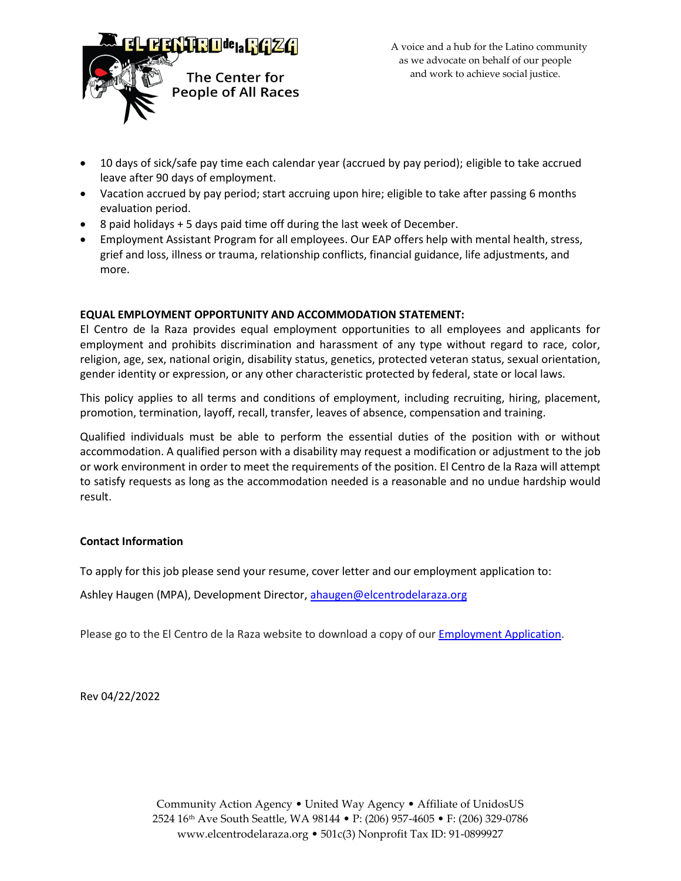- 10 days of sick/safe pay time each calendar year (accrued by pay period); eligible to take accrued leave after 90 days of employment.
- Vacation accrued by pay period; start accruing upon hire; eligible to take after passing 6 months evaluation period.
- 8 paid holidays + 5 days paid time off during the last week of December.
- Employment Assistant Program for all employees. Our EAP offers help with mental health, stress, grief and loss, illness or trauma, relationship conflicts, financial guidance, life adjustments, and more.

**EQUAL EMPLOYMENT OPPORTUNITY AND ACCOMMODATION STATEMENT:**

El Centro de la Raza provides equal employment opportunities to all employees and applicants for employment and prohibits discrimination and harassment of any type without regard to race, color, religion, age, sex, national origin, disability status, genetics, protected veteran status, sexual orientation, gender identity or expression, or any other characteristic protected by federal, state or local laws.

This policy applies to all terms and conditions of employment, including recruiting, hiring, placement, promotion, termination, layoff, recall, transfer, leaves of absence, compensation and training.

Qualified individuals must be able to perform the essential duties of the position with or without accommodation. A qualified person with a disability may request a modification or adjustment to the job or work environment in order to meet the requirements of the position. El Centro de la Raza will attempt to satisfy requests as long as the accommodation needed is a reasonable and no undue hardship would result.

**Contact Information**

To apply for this job please send your resume, cover letter and our employment application to:

Ashley Haugen (MPA), Development Director, ahaugen@elcentrodelaraza.org

Please go to the El Centro de la Raza website to download a copy of our Employment Application.

Rev 04/22/2022